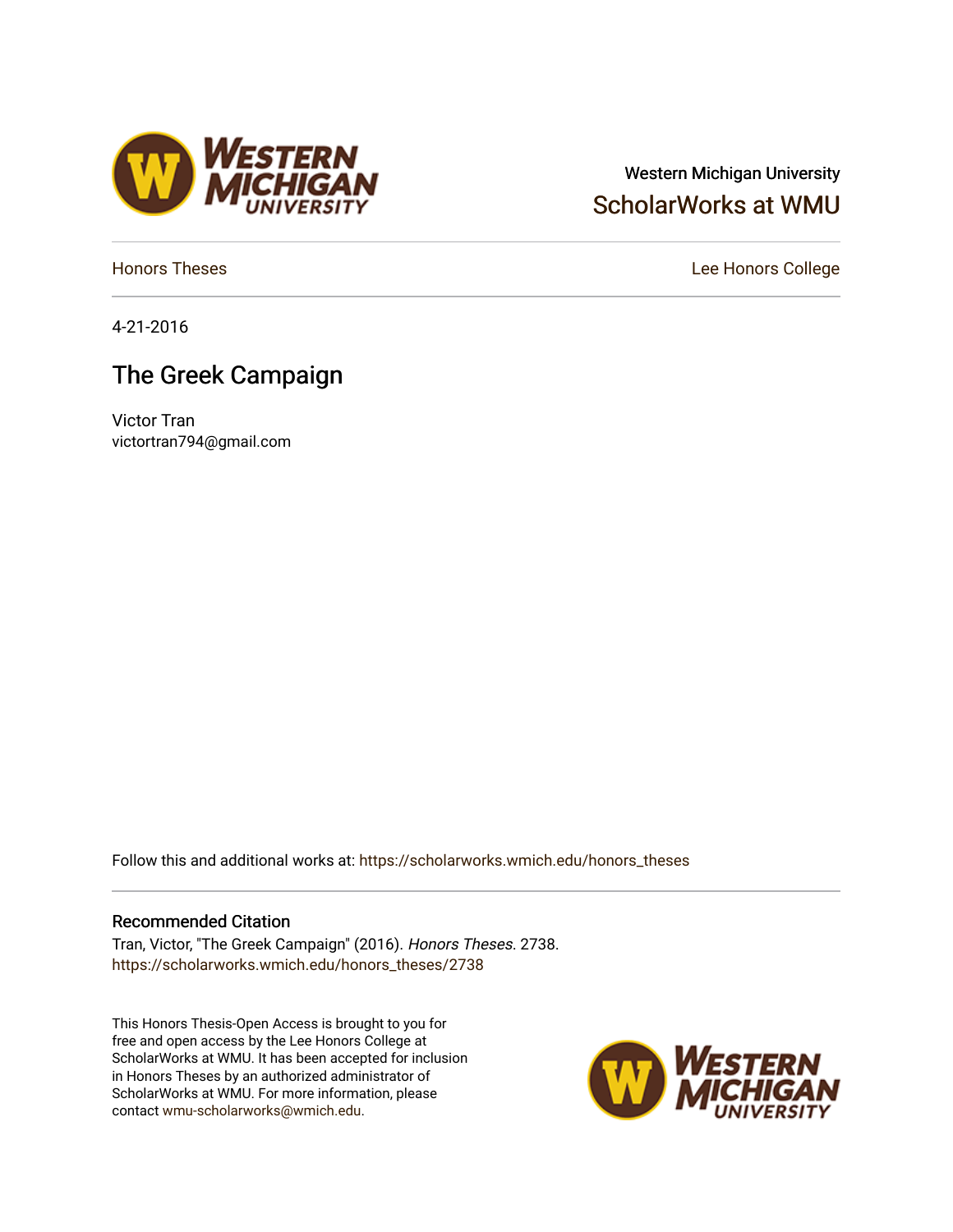Western Michigan University

ScholarWorks at WMU

Honors Theses

Lee Honors College

4-21-2016

# The Greek Campaign

Victor Tran
victortran794@gmail.com

Follow this and additional works at: https://scholarworks.wmich.edu/honors_theses

## Recommended Citation

Tran, Victor, "The Greek Campaign" (2016). *Honors Theses*. 2738.
https://scholarworks.wmich.edu/honors_theses/2738

This Honors Thesis-Open Access is brought to you for free and open access by the Lee Honors College at ScholarWorks at WMU. It has been accepted for inclusion in Honors Theses by an authorized administrator of ScholarWorks at WMU. For more information, please contact wmu-scholarworks@wmich.edu.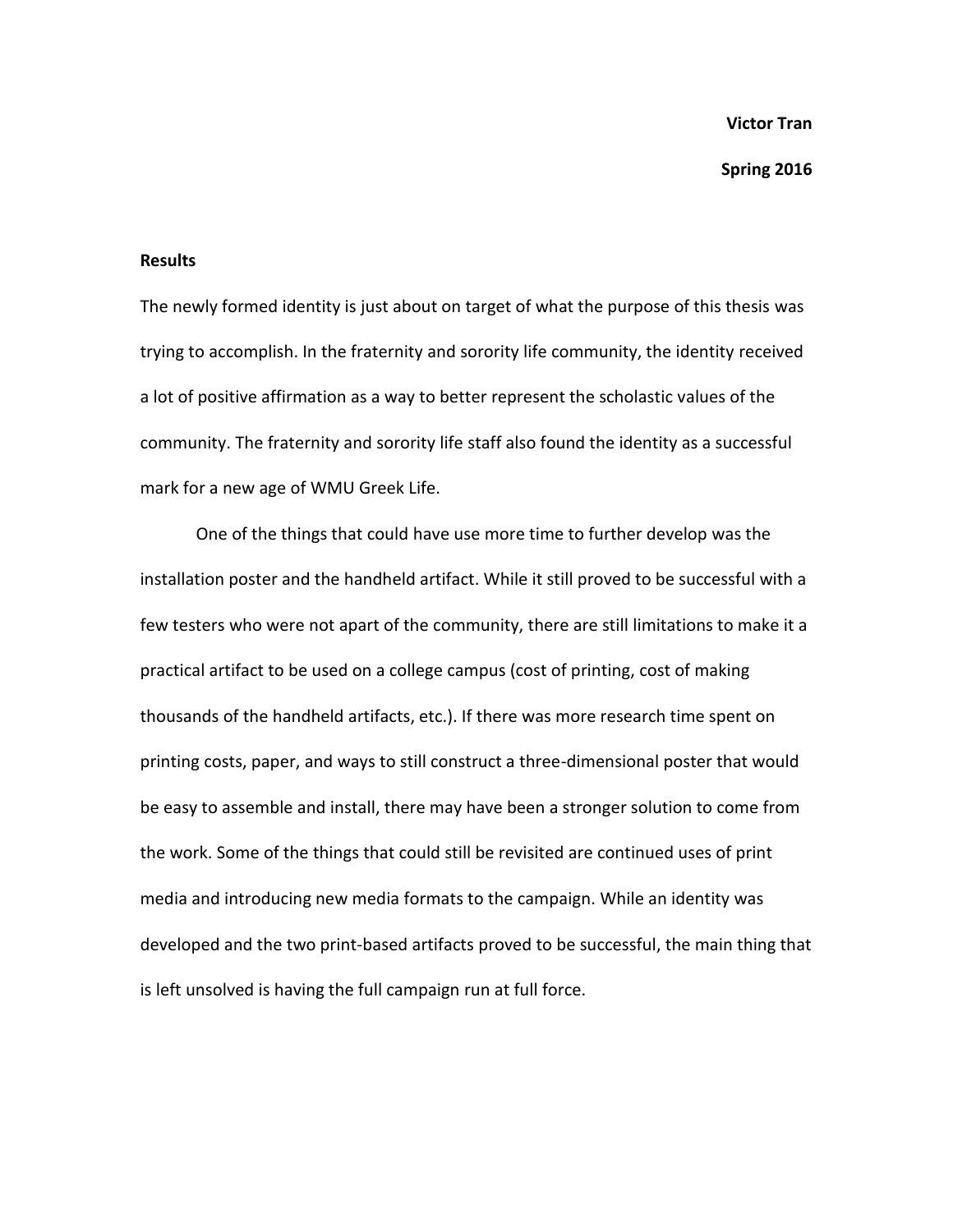**Victor Tran**

**Spring 2016**

**Results**

The newly formed identity is just about on target of what the purpose of this thesis was trying to accomplish. In the fraternity and sorority life community, the identity received a lot of positive affirmation as a way to better represent the scholastic values of the community. The fraternity and sorority life staff also found the identity as a successful mark for a new age of WMU Greek Life.

One of the things that could have use more time to further develop was the installation poster and the handheld artifact. While it still proved to be successful with a few testers who were not apart of the community, there are still limitations to make it a practical artifact to be used on a college campus (cost of printing, cost of making thousands of the handheld artifacts, etc.). If there was more research time spent on printing costs, paper, and ways to still construct a three-dimensional poster that would be easy to assemble and install, there may have been a stronger solution to come from the work. Some of the things that could still be revisited are continued uses of print media and introducing new media formats to the campaign. While an identity was developed and the two print-based artifacts proved to be successful, the main thing that is left unsolved is having the full campaign run at full force.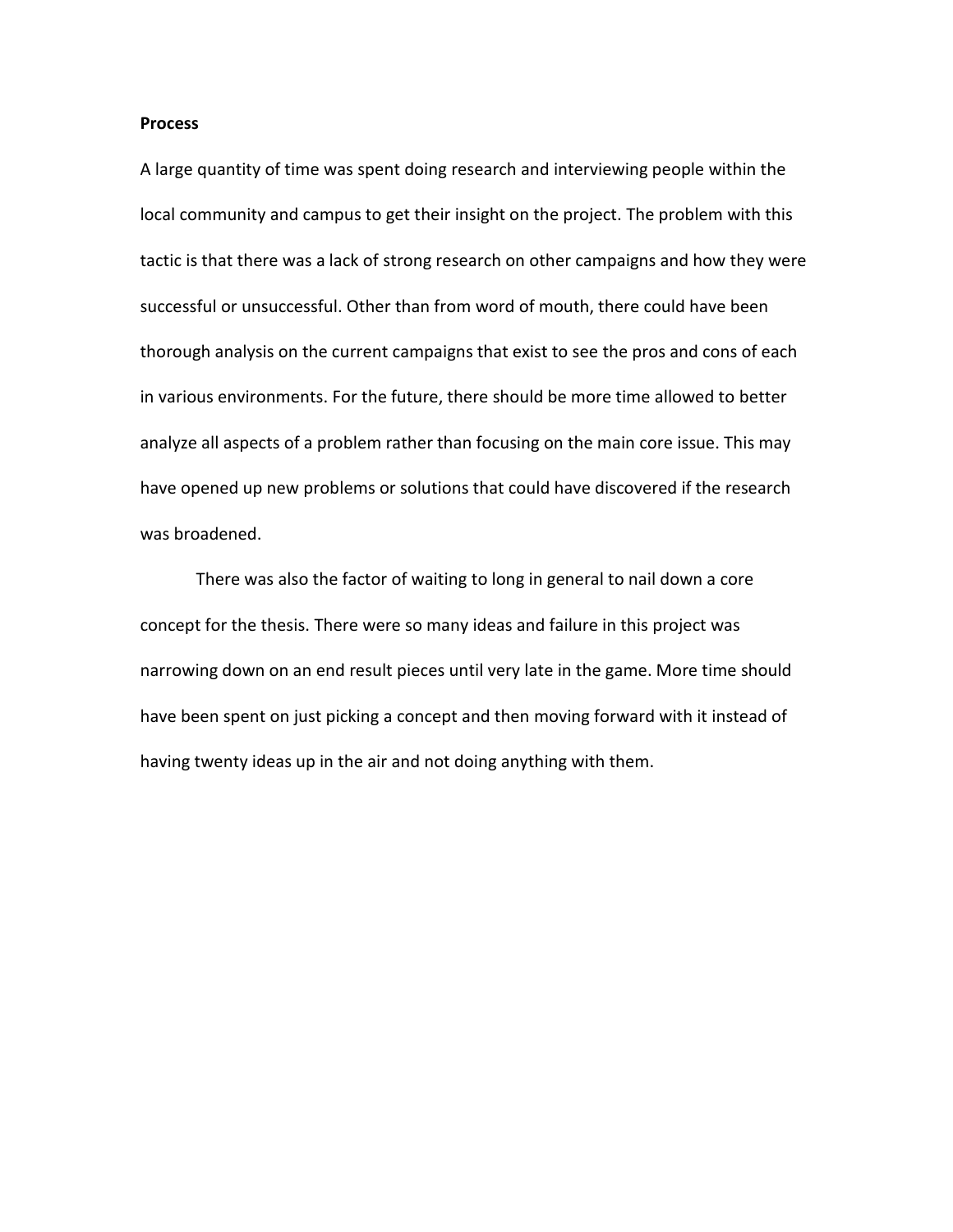**Process**

A large quantity of time was spent doing research and interviewing people within the local community and campus to get their insight on the project. The problem with this tactic is that there was a lack of strong research on other campaigns and how they were successful or unsuccessful. Other than from word of mouth, there could have been thorough analysis on the current campaigns that exist to see the pros and cons of each in various environments. For the future, there should be more time allowed to better analyze all aspects of a problem rather than focusing on the main core issue. This may have opened up new problems or solutions that could have discovered if the research was broadened.

There was also the factor of waiting to long in general to nail down a core concept for the thesis. There were so many ideas and failure in this project was narrowing down on an end result pieces until very late in the game. More time should have been spent on just picking a concept and then moving forward with it instead of having twenty ideas up in the air and not doing anything with them.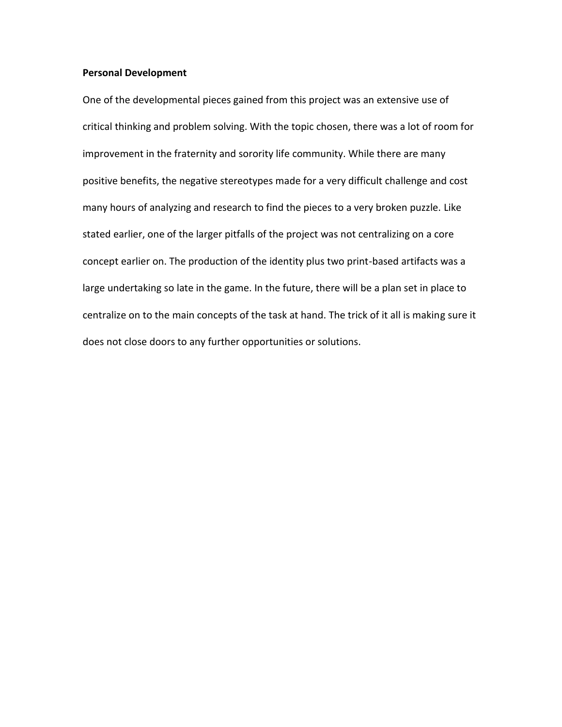**Personal Development**

One of the developmental pieces gained from this project was an extensive use of critical thinking and problem solving. With the topic chosen, there was a lot of room for improvement in the fraternity and sorority life community. While there are many positive benefits, the negative stereotypes made for a very difficult challenge and cost many hours of analyzing and research to find the pieces to a very broken puzzle. Like stated earlier, one of the larger pitfalls of the project was not centralizing on a core concept earlier on. The production of the identity plus two print-based artifacts was a large undertaking so late in the game. In the future, there will be a plan set in place to centralize on to the main concepts of the task at hand. The trick of it all is making sure it does not close doors to any further opportunities or solutions.